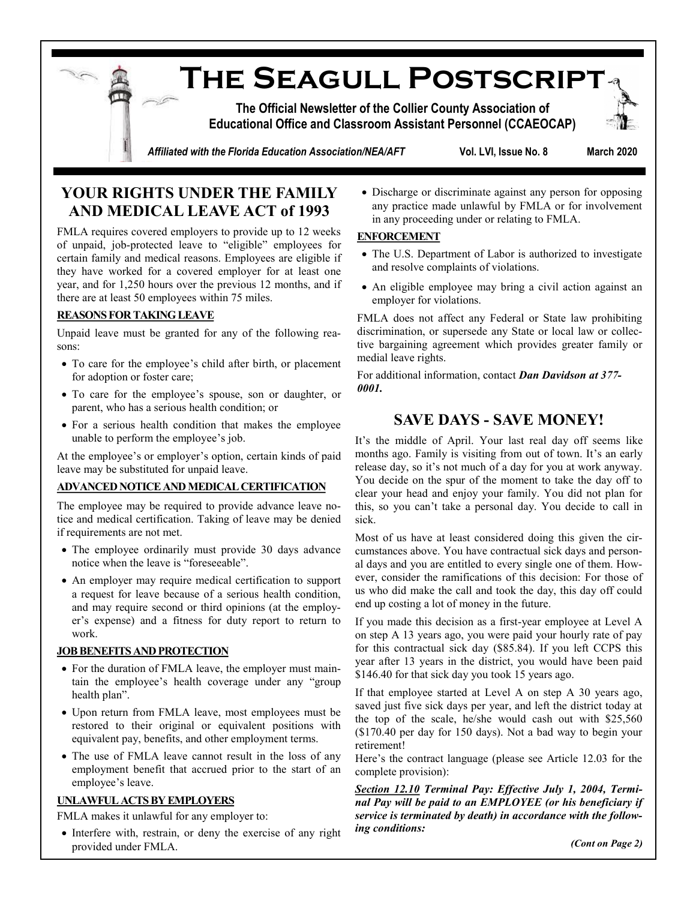# The Seagull Postscript

**The Official Newsletter of the Collier County Association of Educational Office and Classroom Assistant Personnel (CCAEOCAP)**

*Affiliated with the Florida Education Association/NEA/AFT* **Vol. LVI, Issue No. 8** **March 2020**

## YOUR RIGHTS UNDER THE FAMILY AND MEDICAL LEAVE ACT of 1993

FMLA requires covered employers to provide up to 12 weeks of unpaid, job-protected leave to "eligible" employees for certain family and medical reasons. Employees are eligible if they have worked for a covered employer for at least one year, and for 1,250 hours over the previous 12 months, and if there are at least 50 employees within 75 miles.

### REASONS FOR TAKING LEAVE

Unpaid leave must be granted for any of the following reasons:

- To care for the employee's child after birth, or placement for adoption or foster care;
- To care for the employee's spouse, son or daughter, or parent, who has a serious health condition; or
- For a serious health condition that makes the employee unable to perform the employee's job.

At the employee's or employer's option, certain kinds of paid leave may be substituted for unpaid leave.

### ADVANCED NOTICE AND MEDICAL CERTIFICATION

The employee may be required to provide advance leave notice and medical certification. Taking of leave may be denied if requirements are not met.

- The employee ordinarily must provide 30 days advance notice when the leave is "foreseeable".
- An employer may require medical certification to support a request for leave because of a serious health condition, and may require second or third opinions (at the employer's expense) and a fitness for duty report to return to work.

### JOB BENEFITS AND PROTECTION

- For the duration of FMLA leave, the employer must maintain the employee's health coverage under any "group health plan".
- Upon return from FMLA leave, most employees must be restored to their original or equivalent positions with equivalent pay, benefits, and other employment terms.
- The use of FMLA leave cannot result in the loss of any employment benefit that accrued prior to the start of an employee's leave.

### UNLAWFUL ACTS BY EMPLOYERS

FMLA makes it unlawful for any employer to:

- Interfere with, restrain, or deny the exercise of any right provided under FMLA.
- Discharge or discriminate against any person for opposing any practice made unlawful by FMLA or for involvement in any proceeding under or relating to FMLA.

### ENFORCEMENT

- The U.S. Department of Labor is authorized to investigate and resolve complaints of violations.
- An eligible employee may bring a civil action against an employer for violations.

FMLA does not affect any Federal or State law prohibiting discrimination, or supersede any State or local law or collective bargaining agreement which provides greater family or medial leave rights.

For additional information, contact ***Dan Davidson at 377-0001.***

## SAVE DAYS - SAVE MONEY!

It's the middle of April. Your last real day off seems like months ago. Family is visiting from out of town. It's an early release day, so it's not much of a day for you at work anyway. You decide on the spur of the moment to take the day off to clear your head and enjoy your family. You did not plan for this, so you can't take a personal day. You decide to call in sick.

Most of us have at least considered doing this given the circumstances above. You have contractual sick days and personal days and you are entitled to every single one of them. However, consider the ramifications of this decision: For those of us who did make the call and took the day, this day off could end up costing a lot of money in the future.

If you made this decision as a first-year employee at Level A on step A 13 years ago, you were paid your hourly rate of pay for this contractual sick day ($85.84). If you left CCPS this year after 13 years in the district, you would have been paid $146.40 for that sick day you took 15 years ago.

If that employee started at Level A on step A 30 years ago, saved just five sick days per year, and left the district today at the top of the scale, he/she would cash out with $25,560 ($170.40 per day for 150 days). Not a bad way to begin your retirement!

Here's the contract language (please see Article 12.03 for the complete provision):

***<u>Section 12.10</u> Terminal Pay: Effective July 1, 2004, Terminal Pay will be paid to an EMPLOYEE (or his beneficiary if service is terminated by death) in accordance with the following conditions:***

***(Cont on Page 2)***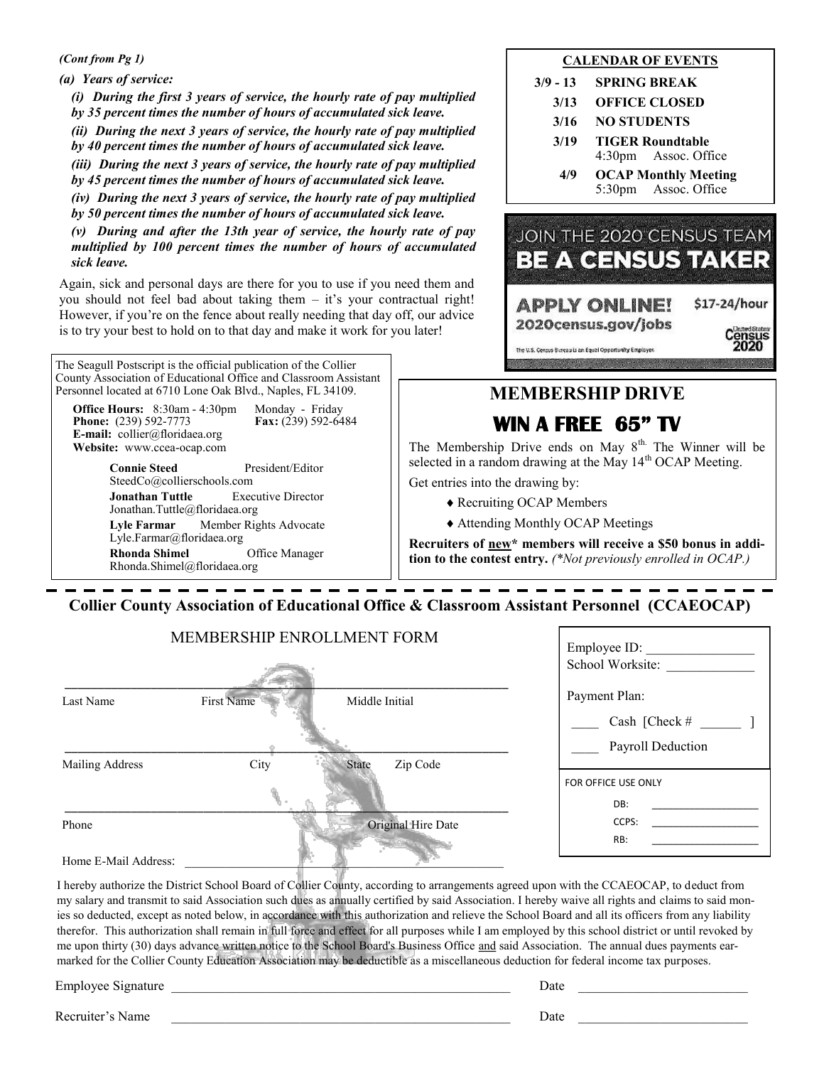*(Cont from Pg 1)*

***(a) Years of service:***

***(i) During the first 3 years of service, the hourly rate of pay multiplied by 35 percent times the number of hours of accumulated sick leave.***

***(ii) During the next 3 years of service, the hourly rate of pay multiplied by 40 percent times the number of hours of accumulated sick leave.***

***(iii) During the next 3 years of service, the hourly rate of pay multiplied by 45 percent times the number of hours of accumulated sick leave.***

***(iv) During the next 3 years of service, the hourly rate of pay multiplied by 50 percent times the number of hours of accumulated sick leave.***

***(v) During and after the 13th year of service, the hourly rate of pay multiplied by 100 percent times the number of hours of accumulated sick leave.***

Again, sick and personal days are there for you to use if you need them and you should not feel bad about taking them – it's your contractual right! However, if you're on the fence about really needing that day off, our advice is to try your best to hold on to that day and make it work for you later!

## CALENDAR OF EVENTS

| | |
|---|---|
| **3/9 - 13** | **SPRING BREAK** |
| **3/13** | **OFFICE CLOSED** |
| **3/16** | **NO STUDENTS** |
| **3/19** | **TIGER Roundtable** 4:30pm Assoc. Office |
| **4/9** | **OCAP Monthly Meeting** 5:30pm Assoc. Office |

JOIN THE 2020 CENSUS TEAM

**BE A CENSUS TAKER**

**APPLY ONLINE!** $17-24/hour

2020census.gov/jobs

The U.S. Census Bureau is an Equal Opportunity Employer.

United States Census 2020

The Seagull Postscript is the official publication of the Collier County Association of Educational Office and Classroom Assistant Personnel located at 6710 Lone Oak Blvd., Naples, FL 34109.

**Office Hours:** 8:30am - 4:30pm Monday - Friday
**Phone:** (239) 592-7773 **Fax:** (239) 592-6484
**E-mail:** collier@floridaea.org
**Website:** www.ccea-ocap.com

**Connie Steed** President/Editor
SteedCo@collierschools.com

**Jonathan Tuttle** Executive Director
Jonathan.Tuttle@floridaea.org

**Lyle Farmar** Member Rights Advocate
Lyle.Farmar@floridaea.org

**Rhonda Shimel** Office Manager
Rhonda.Shimel@floridaea.org

## MEMBERSHIP DRIVE

## WIN A FREE 65" TV

The Membership Drive ends on May 8th. The Winner will be selected in a random drawing at the May 14th OCAP Meeting.

Get entries into the drawing by:

- Recruiting OCAP Members
- Attending Monthly OCAP Meetings

**Recruiters of new\* members will receive a $50 bonus in addition to the contest entry.** *(\*Not previously enrolled in OCAP.)*

---

### Collier County Association of Educational Office & Classroom Assistant Personnel (CCAEOCAP)

MEMBERSHIP ENROLLMENT FORM

Last Name ____ First Name ____ Middle Initial ____

Mailing Address ____ City ____ State ____ Zip Code ____

Phone ____ Original Hire Date ____

Home E-Mail Address: ____

Employee ID: ________________
School Worksite: _____________

Payment Plan:

____ Cash [Check # ______ ]

____ Payroll Deduction

FOR OFFICE USE ONLY

DB: ________
CCPS: ________
RB: ________

I hereby authorize the District School Board of Collier County, according to arrangements agreed upon with the CCAEOCAP, to deduct from my salary and transmit to said Association such dues as annually certified by said Association. I hereby waive all rights and claims to said monies so deducted, except as noted below, in accordance with this authorization and relieve the School Board and all its officers from any liability therefor. This authorization shall remain in full force and effect for all purposes while I am employed by this school district or until revoked by me upon thirty (30) days advance written notice to the School Board's Business Office and said Association. The annual dues payments earmarked for the Collier County Education Association may be deductible as a miscellaneous deduction for federal income tax purposes.

Employee Signature ________________________ Date ____________

Recruiter's Name ________________________ Date ____________